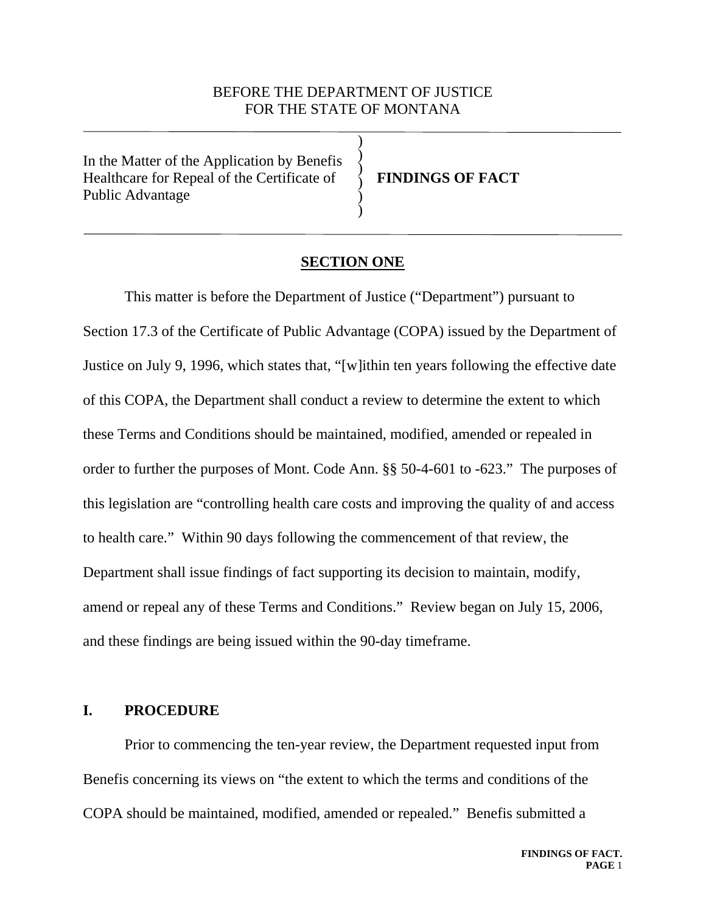BEFORE THE DEPARTMENT OF JUSTICE
FOR THE STATE OF MONTANA

| | |
|---|---|
| In the Matter of the Application by Benefis Healthcare for Repeal of the Certificate of Public Advantage | **FINDINGS OF FACT** |

## SECTION ONE

This matter is before the Department of Justice ("Department") pursuant to Section 17.3 of the Certificate of Public Advantage (COPA) issued by the Department of Justice on July 9, 1996, which states that, "[w]ithin ten years following the effective date of this COPA, the Department shall conduct a review to determine the extent to which these Terms and Conditions should be maintained, modified, amended or repealed in order to further the purposes of Mont. Code Ann. §§ 50-4-601 to -623." The purposes of this legislation are "controlling health care costs and improving the quality of and access to health care." Within 90 days following the commencement of that review, the Department shall issue findings of fact supporting its decision to maintain, modify, amend or repeal any of these Terms and Conditions." Review began on July 15, 2006, and these findings are being issued within the 90-day timeframe.

### I. PROCEDURE

Prior to commencing the ten-year review, the Department requested input from Benefis concerning its views on "the extent to which the terms and conditions of the COPA should be maintained, modified, amended or repealed." Benefis submitted a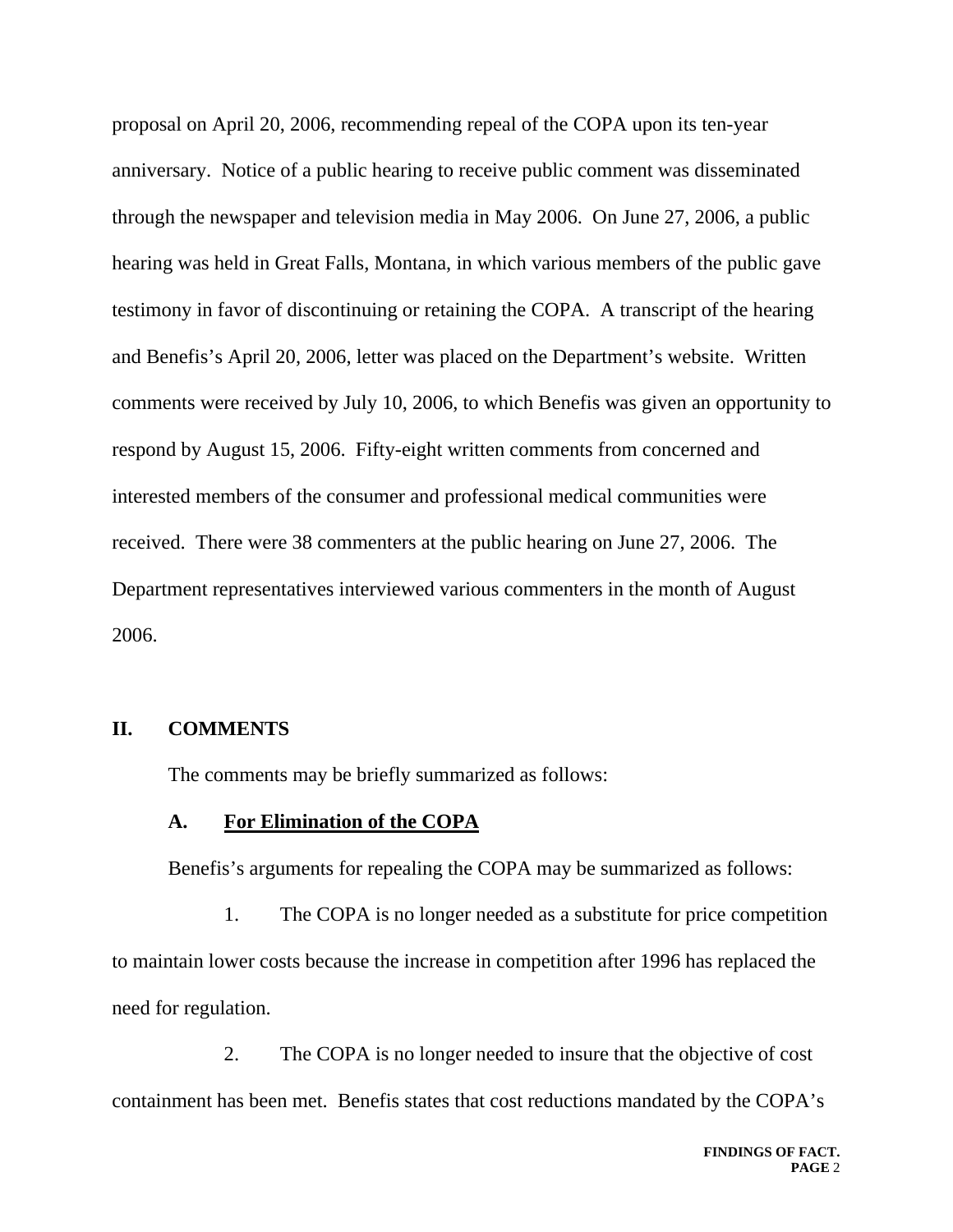proposal on April 20, 2006, recommending repeal of the COPA upon its ten-year anniversary. Notice of a public hearing to receive public comment was disseminated through the newspaper and television media in May 2006. On June 27, 2006, a public hearing was held in Great Falls, Montana, in which various members of the public gave testimony in favor of discontinuing or retaining the COPA. A transcript of the hearing and Benefis's April 20, 2006, letter was placed on the Department's website. Written comments were received by July 10, 2006, to which Benefis was given an opportunity to respond by August 15, 2006. Fifty-eight written comments from concerned and interested members of the consumer and professional medical communities were received. There were 38 commenters at the public hearing on June 27, 2006. The Department representatives interviewed various commenters in the month of August 2006.

## II. COMMENTS

The comments may be briefly summarized as follows:

### A. For Elimination of the COPA

Benefis's arguments for repealing the COPA may be summarized as follows:

1. The COPA is no longer needed as a substitute for price competition to maintain lower costs because the increase in competition after 1996 has replaced the need for regulation.

2. The COPA is no longer needed to insure that the objective of cost containment has been met. Benefis states that cost reductions mandated by the COPA's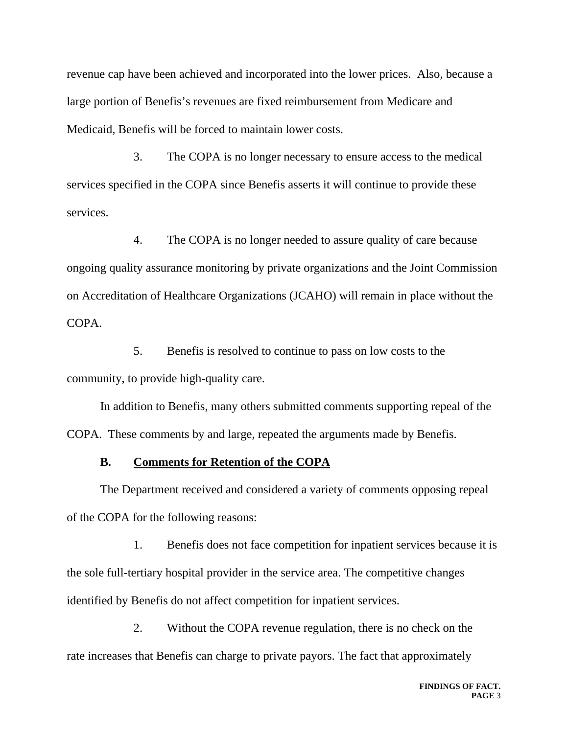revenue cap have been achieved and incorporated into the lower prices.  Also, because a large portion of Benefis's revenues are fixed reimbursement from Medicare and Medicaid, Benefis will be forced to maintain lower costs.

3. The COPA is no longer necessary to ensure access to the medical services specified in the COPA since Benefis asserts it will continue to provide these services.

4. The COPA is no longer needed to assure quality of care because ongoing quality assurance monitoring by private organizations and the Joint Commission on Accreditation of Healthcare Organizations (JCAHO) will remain in place without the COPA.

5. Benefis is resolved to continue to pass on low costs to the community, to provide high-quality care.

In addition to Benefis, many others submitted comments supporting repeal of the COPA.  These comments by and large, repeated the arguments made by Benefis.

### B. <u>Comments for Retention of the COPA</u>

The Department received and considered a variety of comments opposing repeal of the COPA for the following reasons:

1. Benefis does not face competition for inpatient services because it is the sole full-tertiary hospital provider in the service area. The competitive changes identified by Benefis do not affect competition for inpatient services.

2. Without the COPA revenue regulation, there is no check on the rate increases that Benefis can charge to private payors. The fact that approximately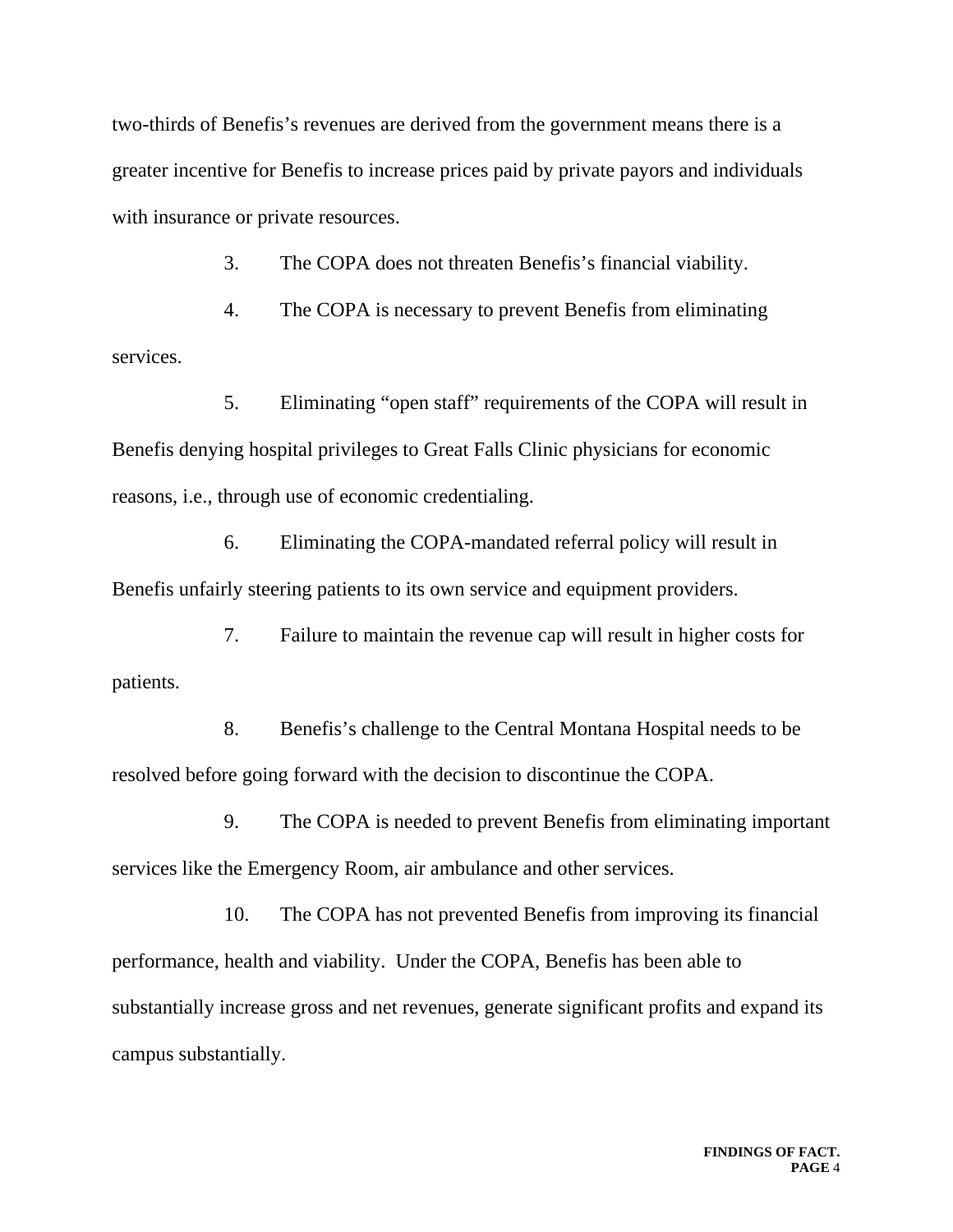two-thirds of Benefis's revenues are derived from the government means there is a greater incentive for Benefis to increase prices paid by private payors and individuals with insurance or private resources.

3. The COPA does not threaten Benefis's financial viability.

4. The COPA is necessary to prevent Benefis from eliminating services.

5. Eliminating "open staff" requirements of the COPA will result in Benefis denying hospital privileges to Great Falls Clinic physicians for economic reasons, i.e., through use of economic credentialing.

6. Eliminating the COPA-mandated referral policy will result in Benefis unfairly steering patients to its own service and equipment providers.

7. Failure to maintain the revenue cap will result in higher costs for patients.

8. Benefis's challenge to the Central Montana Hospital needs to be resolved before going forward with the decision to discontinue the COPA.

9. The COPA is needed to prevent Benefis from eliminating important services like the Emergency Room, air ambulance and other services.

10. The COPA has not prevented Benefis from improving its financial performance, health and viability. Under the COPA, Benefis has been able to substantially increase gross and net revenues, generate significant profits and expand its campus substantially.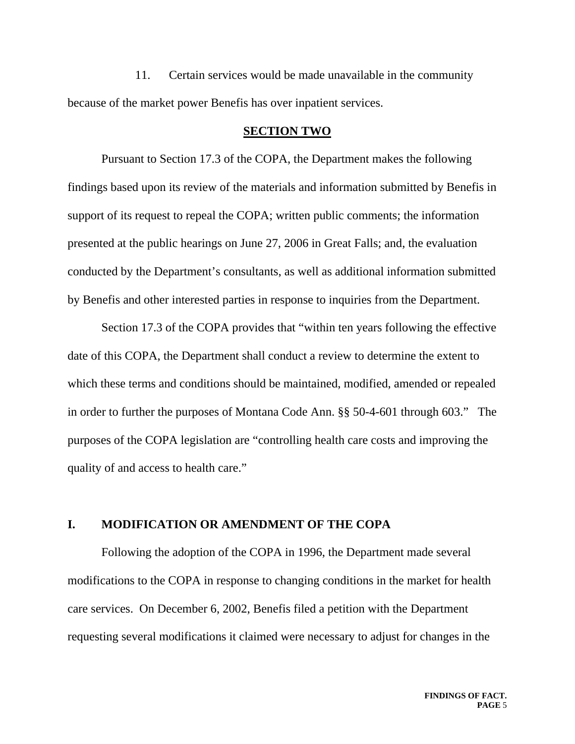11. Certain services would be made unavailable in the community because of the market power Benefis has over inpatient services.

## SECTION TWO

Pursuant to Section 17.3 of the COPA, the Department makes the following findings based upon its review of the materials and information submitted by Benefis in support of its request to repeal the COPA; written public comments; the information presented at the public hearings on June 27, 2006 in Great Falls; and, the evaluation conducted by the Department's consultants, as well as additional information submitted by Benefis and other interested parties in response to inquiries from the Department.

Section 17.3 of the COPA provides that "within ten years following the effective date of this COPA, the Department shall conduct a review to determine the extent to which these terms and conditions should be maintained, modified, amended or repealed in order to further the purposes of Montana Code Ann. §§ 50-4-601 through 603." The purposes of the COPA legislation are "controlling health care costs and improving the quality of and access to health care."

## I. MODIFICATION OR AMENDMENT OF THE COPA

Following the adoption of the COPA in 1996, the Department made several modifications to the COPA in response to changing conditions in the market for health care services. On December 6, 2002, Benefis filed a petition with the Department requesting several modifications it claimed were necessary to adjust for changes in the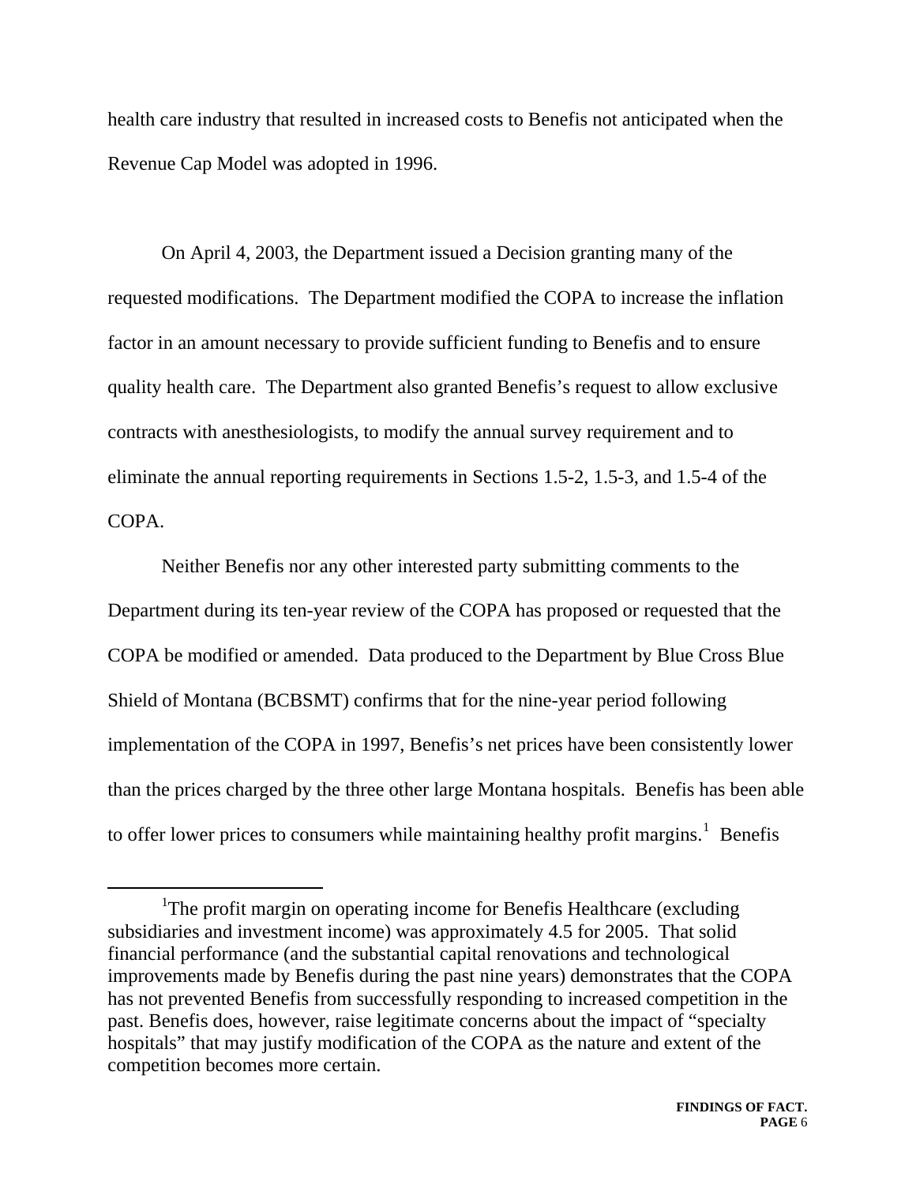health care industry that resulted in increased costs to Benefis not anticipated when the Revenue Cap Model was adopted in 1996.

On April 4, 2003, the Department issued a Decision granting many of the requested modifications. The Department modified the COPA to increase the inflation factor in an amount necessary to provide sufficient funding to Benefis and to ensure quality health care. The Department also granted Benefis's request to allow exclusive contracts with anesthesiologists, to modify the annual survey requirement and to eliminate the annual reporting requirements in Sections 1.5-2, 1.5-3, and 1.5-4 of the COPA.

Neither Benefis nor any other interested party submitting comments to the Department during its ten-year review of the COPA has proposed or requested that the COPA be modified or amended. Data produced to the Department by Blue Cross Blue Shield of Montana (BCBSMT) confirms that for the nine-year period following implementation of the COPA in 1997, Benefis's net prices have been consistently lower than the prices charged by the three other large Montana hospitals. Benefis has been able to offer lower prices to consumers while maintaining healthy profit margins.[1] Benefis

[1] The profit margin on operating income for Benefis Healthcare (excluding subsidiaries and investment income) was approximately 4.5 for 2005. That solid financial performance (and the substantial capital renovations and technological improvements made by Benefis during the past nine years) demonstrates that the COPA has not prevented Benefis from successfully responding to increased competition in the past. Benefis does, however, raise legitimate concerns about the impact of "specialty hospitals" that may justify modification of the COPA as the nature and extent of the competition becomes more certain.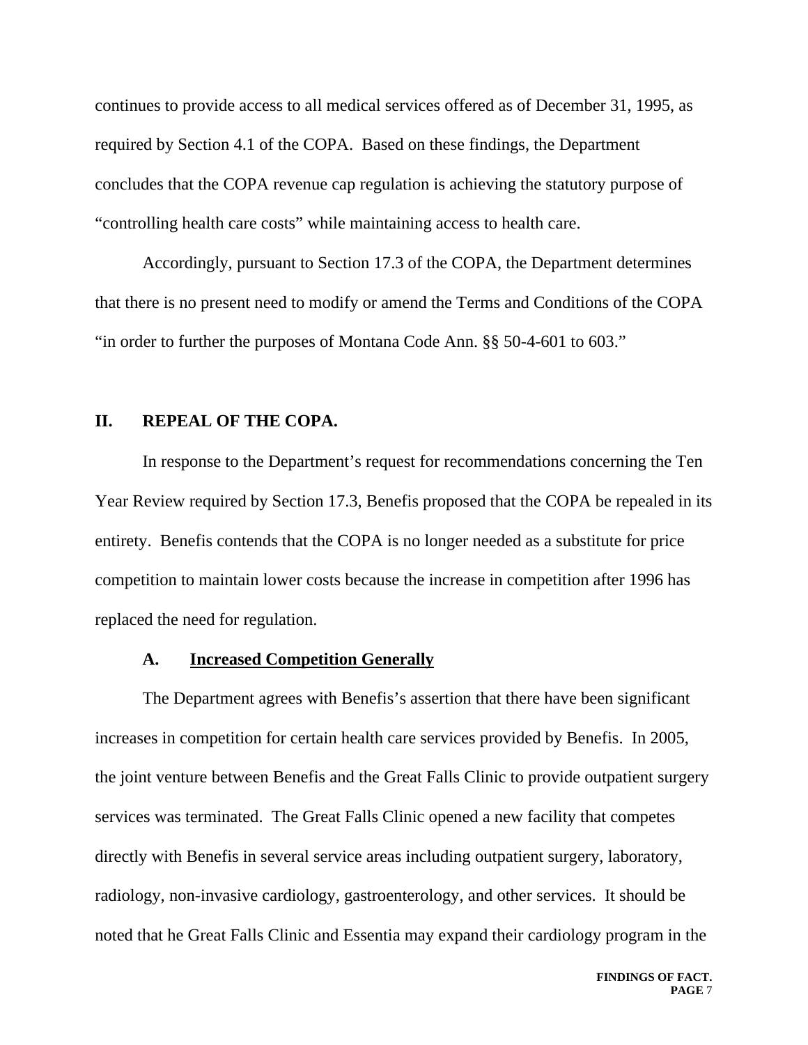continues to provide access to all medical services offered as of December 31, 1995, as required by Section 4.1 of the COPA. Based on these findings, the Department concludes that the COPA revenue cap regulation is achieving the statutory purpose of "controlling health care costs" while maintaining access to health care.

Accordingly, pursuant to Section 17.3 of the COPA, the Department determines that there is no present need to modify or amend the Terms and Conditions of the COPA "in order to further the purposes of Montana Code Ann. §§ 50-4-601 to 603."

## II. REPEAL OF THE COPA.

In response to the Department's request for recommendations concerning the Ten Year Review required by Section 17.3, Benefis proposed that the COPA be repealed in its entirety. Benefis contends that the COPA is no longer needed as a substitute for price competition to maintain lower costs because the increase in competition after 1996 has replaced the need for regulation.

### A. Increased Competition Generally

The Department agrees with Benefis's assertion that there have been significant increases in competition for certain health care services provided by Benefis. In 2005, the joint venture between Benefis and the Great Falls Clinic to provide outpatient surgery services was terminated. The Great Falls Clinic opened a new facility that competes directly with Benefis in several service areas including outpatient surgery, laboratory, radiology, non-invasive cardiology, gastroenterology, and other services. It should be noted that he Great Falls Clinic and Essentia may expand their cardiology program in the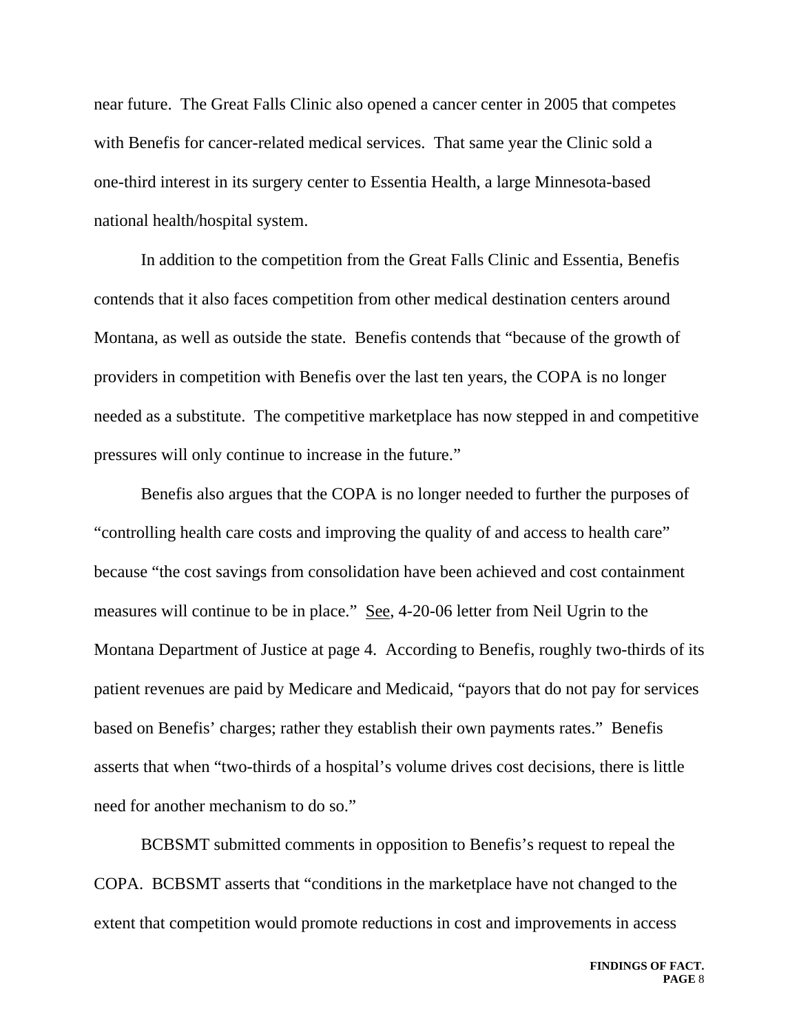near future. The Great Falls Clinic also opened a cancer center in 2005 that competes with Benefis for cancer-related medical services. That same year the Clinic sold a one-third interest in its surgery center to Essentia Health, a large Minnesota-based national health/hospital system.

In addition to the competition from the Great Falls Clinic and Essentia, Benefis contends that it also faces competition from other medical destination centers around Montana, as well as outside the state. Benefis contends that "because of the growth of providers in competition with Benefis over the last ten years, the COPA is no longer needed as a substitute. The competitive marketplace has now stepped in and competitive pressures will only continue to increase in the future."

Benefis also argues that the COPA is no longer needed to further the purposes of "controlling health care costs and improving the quality of and access to health care" because "the cost savings from consolidation have been achieved and cost containment measures will continue to be in place." See, 4-20-06 letter from Neil Ugrin to the Montana Department of Justice at page 4. According to Benefis, roughly two-thirds of its patient revenues are paid by Medicare and Medicaid, "payors that do not pay for services based on Benefis' charges; rather they establish their own payments rates." Benefis asserts that when "two-thirds of a hospital's volume drives cost decisions, there is little need for another mechanism to do so."

BCBSMT submitted comments in opposition to Benefis's request to repeal the COPA. BCBSMT asserts that "conditions in the marketplace have not changed to the extent that competition would promote reductions in cost and improvements in access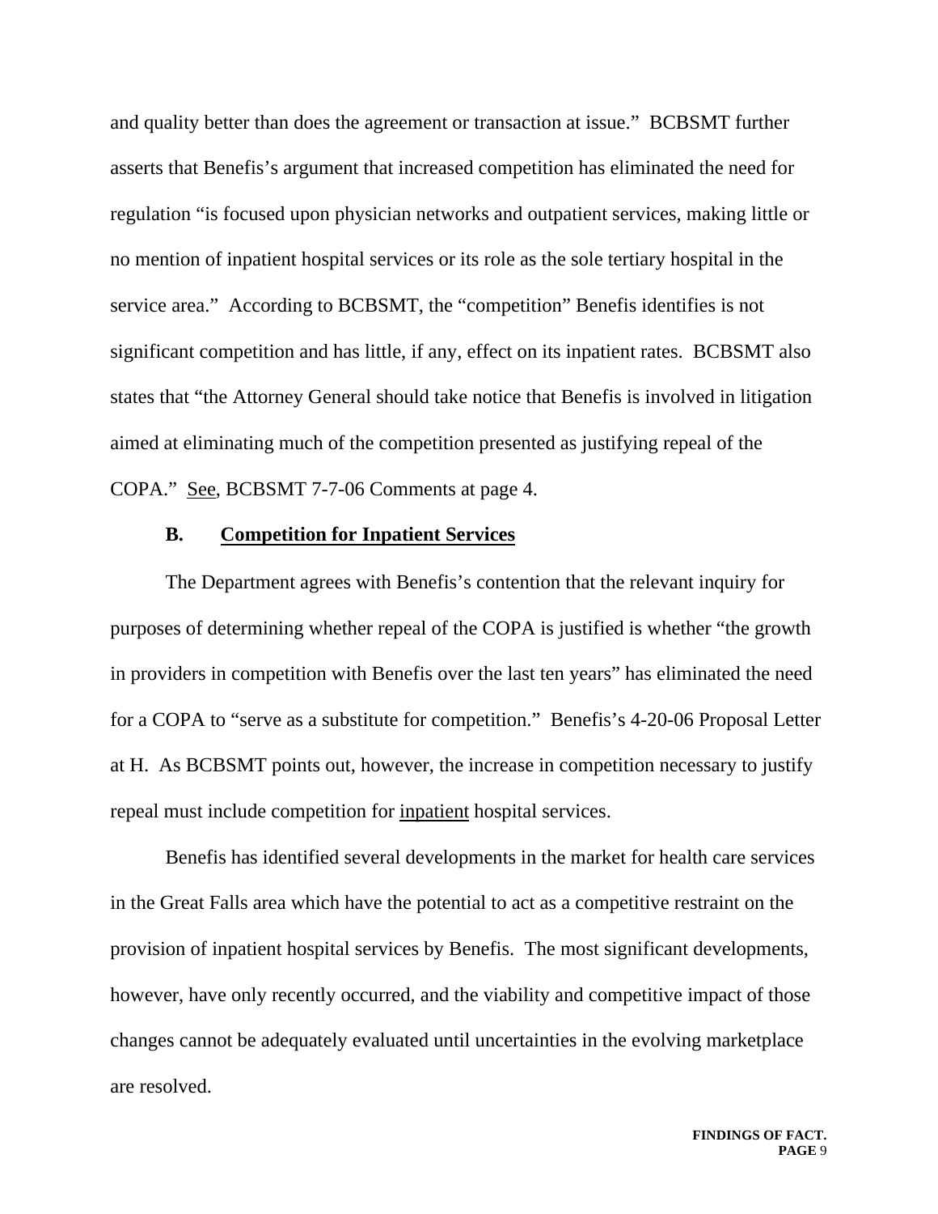and quality better than does the agreement or transaction at issue." BCBSMT further asserts that Benefis's argument that increased competition has eliminated the need for regulation "is focused upon physician networks and outpatient services, making little or no mention of inpatient hospital services or its role as the sole tertiary hospital in the service area." According to BCBSMT, the "competition" Benefis identifies is not significant competition and has little, if any, effect on its inpatient rates. BCBSMT also states that "the Attorney General should take notice that Benefis is involved in litigation aimed at eliminating much of the competition presented as justifying repeal of the COPA." See, BCBSMT 7-7-06 Comments at page 4.

### B. Competition for Inpatient Services

The Department agrees with Benefis's contention that the relevant inquiry for purposes of determining whether repeal of the COPA is justified is whether "the growth in providers in competition with Benefis over the last ten years" has eliminated the need for a COPA to "serve as a substitute for competition." Benefis's 4-20-06 Proposal Letter at H. As BCBSMT points out, however, the increase in competition necessary to justify repeal must include competition for inpatient hospital services.

Benefis has identified several developments in the market for health care services in the Great Falls area which have the potential to act as a competitive restraint on the provision of inpatient hospital services by Benefis. The most significant developments, however, have only recently occurred, and the viability and competitive impact of those changes cannot be adequately evaluated until uncertainties in the evolving marketplace are resolved.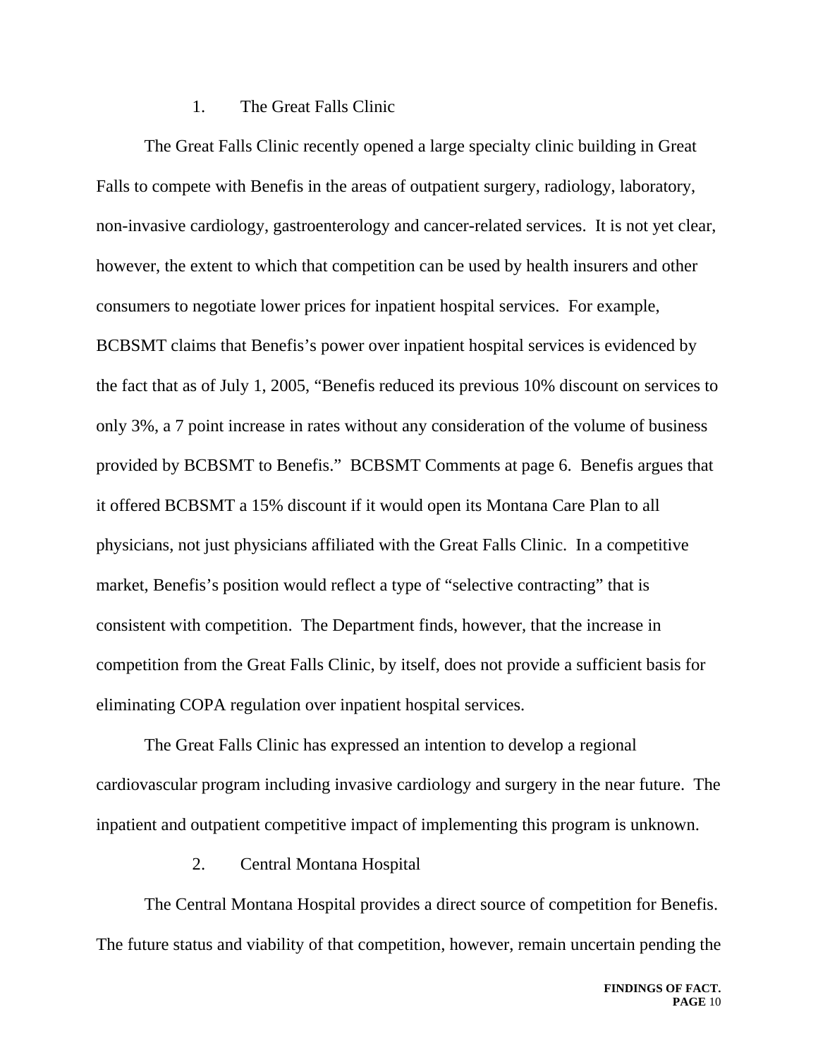### 1. The Great Falls Clinic

The Great Falls Clinic recently opened a large specialty clinic building in Great Falls to compete with Benefis in the areas of outpatient surgery, radiology, laboratory, non-invasive cardiology, gastroenterology and cancer-related services. It is not yet clear, however, the extent to which that competition can be used by health insurers and other consumers to negotiate lower prices for inpatient hospital services. For example, BCBSMT claims that Benefis's power over inpatient hospital services is evidenced by the fact that as of July 1, 2005, "Benefis reduced its previous 10% discount on services to only 3%, a 7 point increase in rates without any consideration of the volume of business provided by BCBSMT to Benefis." BCBSMT Comments at page 6. Benefis argues that it offered BCBSMT a 15% discount if it would open its Montana Care Plan to all physicians, not just physicians affiliated with the Great Falls Clinic. In a competitive market, Benefis's position would reflect a type of "selective contracting" that is consistent with competition. The Department finds, however, that the increase in competition from the Great Falls Clinic, by itself, does not provide a sufficient basis for eliminating COPA regulation over inpatient hospital services.

The Great Falls Clinic has expressed an intention to develop a regional cardiovascular program including invasive cardiology and surgery in the near future. The inpatient and outpatient competitive impact of implementing this program is unknown.

### 2. Central Montana Hospital

The Central Montana Hospital provides a direct source of competition for Benefis. The future status and viability of that competition, however, remain uncertain pending the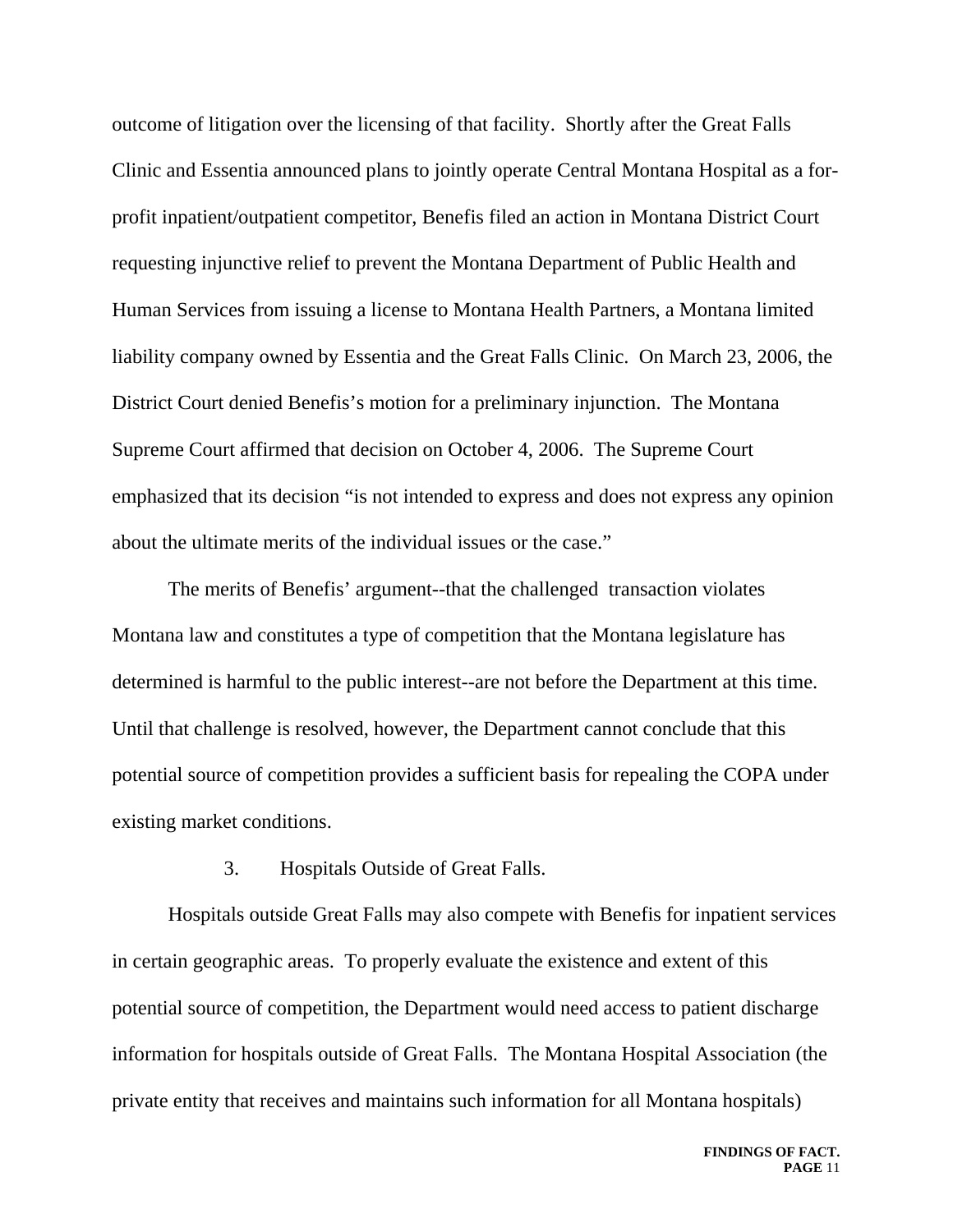outcome of litigation over the licensing of that facility. Shortly after the Great Falls Clinic and Essentia announced plans to jointly operate Central Montana Hospital as a for-profit inpatient/outpatient competitor, Benefis filed an action in Montana District Court requesting injunctive relief to prevent the Montana Department of Public Health and Human Services from issuing a license to Montana Health Partners, a Montana limited liability company owned by Essentia and the Great Falls Clinic. On March 23, 2006, the District Court denied Benefis's motion for a preliminary injunction. The Montana Supreme Court affirmed that decision on October 4, 2006. The Supreme Court emphasized that its decision "is not intended to express and does not express any opinion about the ultimate merits of the individual issues or the case."

The merits of Benefis' argument--that the challenged transaction violates Montana law and constitutes a type of competition that the Montana legislature has determined is harmful to the public interest--are not before the Department at this time. Until that challenge is resolved, however, the Department cannot conclude that this potential source of competition provides a sufficient basis for repealing the COPA under existing market conditions.

3. Hospitals Outside of Great Falls.

Hospitals outside Great Falls may also compete with Benefis for inpatient services in certain geographic areas. To properly evaluate the existence and extent of this potential source of competition, the Department would need access to patient discharge information for hospitals outside of Great Falls. The Montana Hospital Association (the private entity that receives and maintains such information for all Montana hospitals)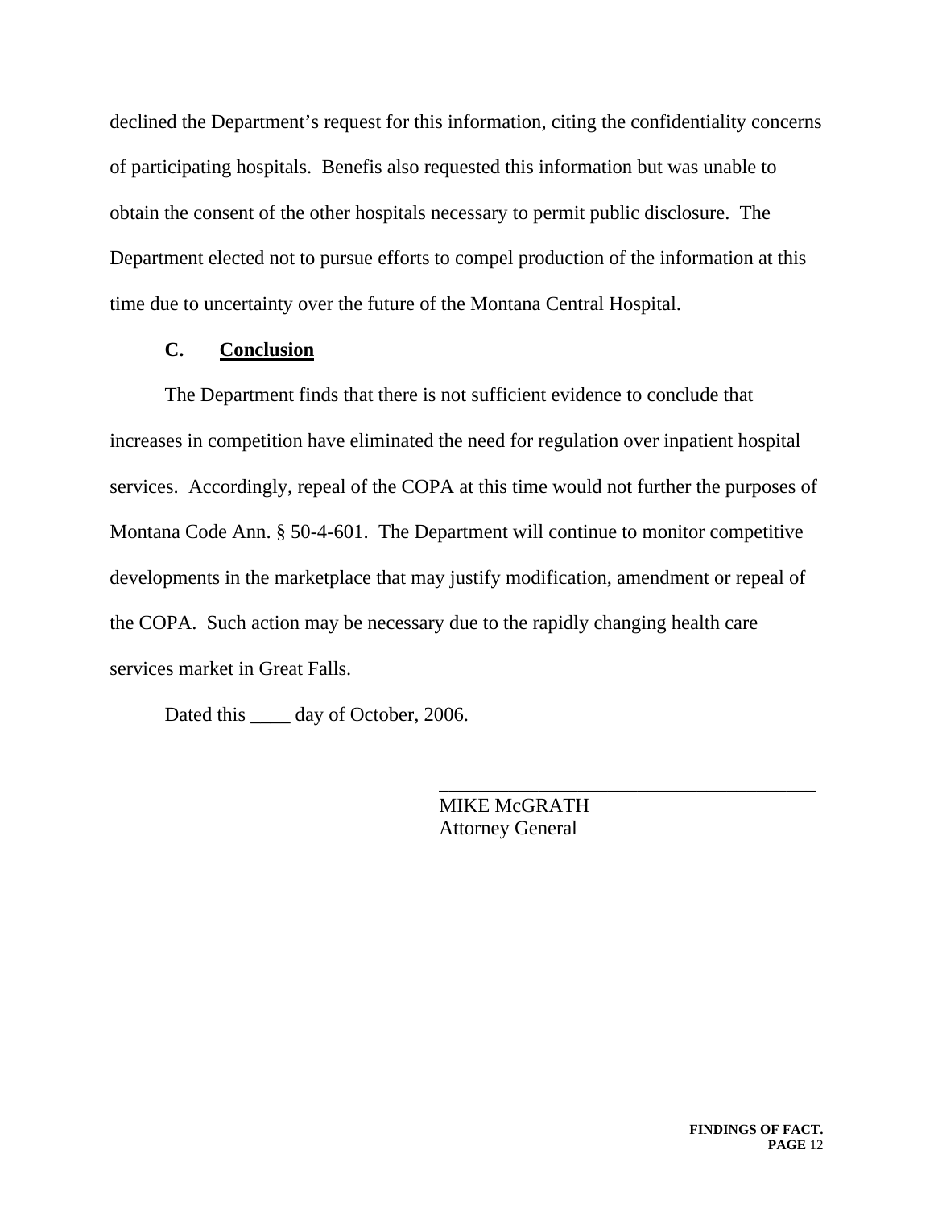declined the Department's request for this information, citing the confidentiality concerns of participating hospitals. Benefis also requested this information but was unable to obtain the consent of the other hospitals necessary to permit public disclosure. The Department elected not to pursue efforts to compel production of the information at this time due to uncertainty over the future of the Montana Central Hospital.

### C. Conclusion

The Department finds that there is not sufficient evidence to conclude that increases in competition have eliminated the need for regulation over inpatient hospital services. Accordingly, repeal of the COPA at this time would not further the purposes of Montana Code Ann. § 50-4-601. The Department will continue to monitor competitive developments in the marketplace that may justify modification, amendment or repeal of the COPA. Such action may be necessary due to the rapidly changing health care services market in Great Falls.

Dated this ____ day of October, 2006.

\_\_\_\_\_\_\_\_\_\_\_\_\_\_\_\_\_\_\_\_\_\_\_\_\_\_\_\_\_\_\_\_\_\_\_\_\_\_\_
MIKE McGRATH
Attorney General